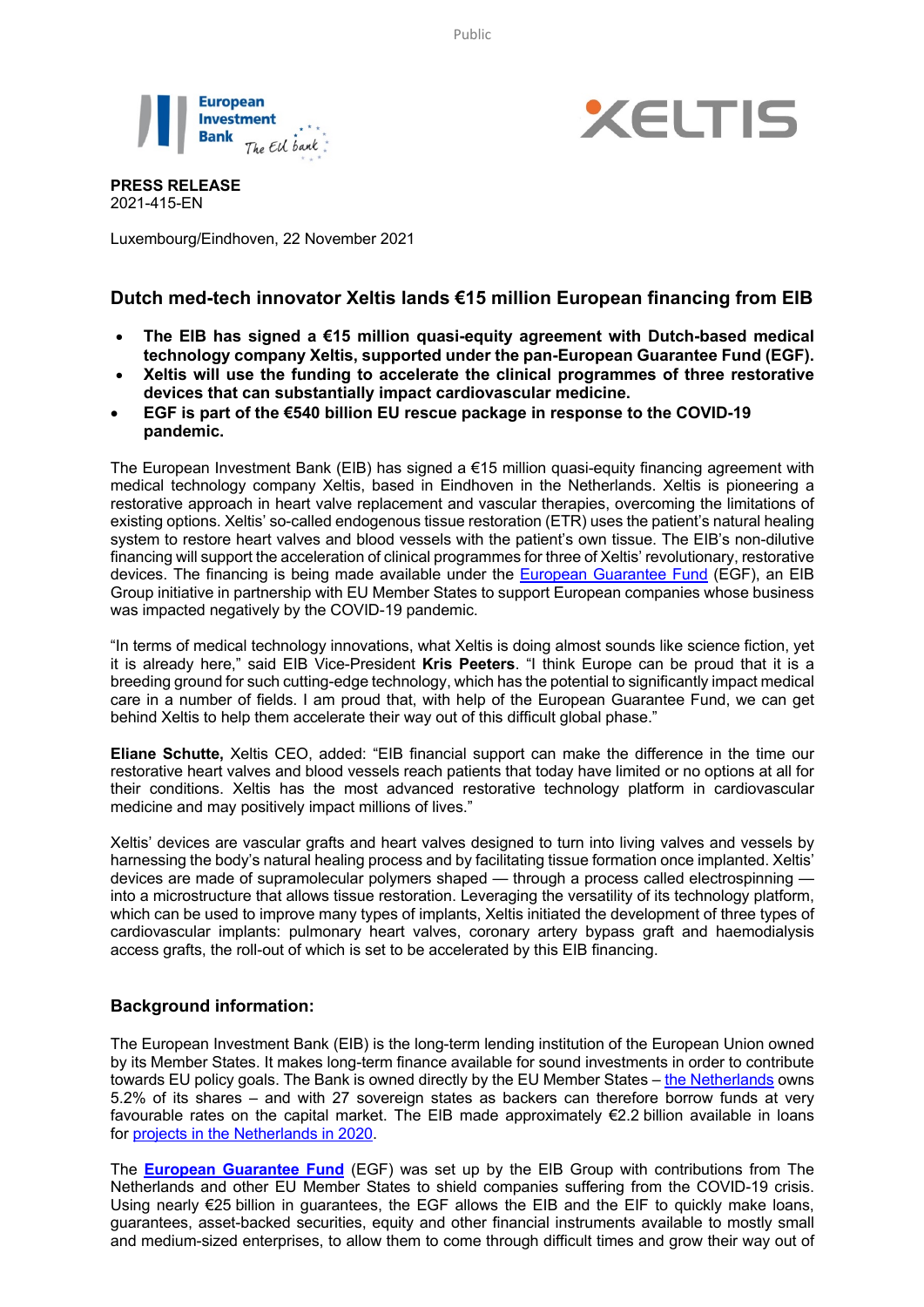Public

**PRESS RELEASE**
2021-415-EN

Luxembourg/Eindhoven, 22 November 2021

## Dutch med-tech innovator Xeltis lands €15 million European financing from EIB

- **The EIB has signed a €15 million quasi-equity agreement with Dutch-based medical technology company Xeltis, supported under the pan-European Guarantee Fund (EGF).**
- **Xeltis will use the funding to accelerate the clinical programmes of three restorative devices that can substantially impact cardiovascular medicine.**
- **EGF is part of the €540 billion EU rescue package in response to the COVID-19 pandemic.**

The European Investment Bank (EIB) has signed a €15 million quasi-equity financing agreement with medical technology company Xeltis, based in Eindhoven in the Netherlands. Xeltis is pioneering a restorative approach in heart valve replacement and vascular therapies, overcoming the limitations of existing options. Xeltis' so-called endogenous tissue restoration (ETR) uses the patient's natural healing system to restore heart valves and blood vessels with the patient's own tissue. The EIB's non-dilutive financing will support the acceleration of clinical programmes for three of Xeltis' revolutionary, restorative devices. The financing is being made available under the European Guarantee Fund (EGF), an EIB Group initiative in partnership with EU Member States to support European companies whose business was impacted negatively by the COVID-19 pandemic.

"In terms of medical technology innovations, what Xeltis is doing almost sounds like science fiction, yet it is already here," said EIB Vice-President **Kris Peeters**. "I think Europe can be proud that it is a breeding ground for such cutting-edge technology, which has the potential to significantly impact medical care in a number of fields. I am proud that, with help of the European Guarantee Fund, we can get behind Xeltis to help them accelerate their way out of this difficult global phase."

**Eliane Schutte,** Xeltis CEO, added: "EIB financial support can make the difference in the time our restorative heart valves and blood vessels reach patients that today have limited or no options at all for their conditions. Xeltis has the most advanced restorative technology platform in cardiovascular medicine and may positively impact millions of lives."

Xeltis' devices are vascular grafts and heart valves designed to turn into living valves and vessels by harnessing the body's natural healing process and by facilitating tissue formation once implanted. Xeltis' devices are made of supramolecular polymers shaped — through a process called electrospinning — into a microstructure that allows tissue restoration. Leveraging the versatility of its technology platform, which can be used to improve many types of implants, Xeltis initiated the development of three types of cardiovascular implants: pulmonary heart valves, coronary artery bypass graft and haemodialysis access grafts, the roll-out of which is set to be accelerated by this EIB financing.

### Background information:

The European Investment Bank (EIB) is the long-term lending institution of the European Union owned by its Member States. It makes long-term finance available for sound investments in order to contribute towards EU policy goals. The Bank is owned directly by the EU Member States – the Netherlands owns 5.2% of its shares – and with 27 sovereign states as backers can therefore borrow funds at very favourable rates on the capital market. The EIB made approximately €2.2 billion available in loans for projects in the Netherlands in 2020.

The **European Guarantee Fund** (EGF) was set up by the EIB Group with contributions from The Netherlands and other EU Member States to shield companies suffering from the COVID-19 crisis. Using nearly €25 billion in guarantees, the EGF allows the EIB and the EIF to quickly make loans, guarantees, asset-backed securities, equity and other financial instruments available to mostly small and medium-sized enterprises, to allow them to come through difficult times and grow their way out of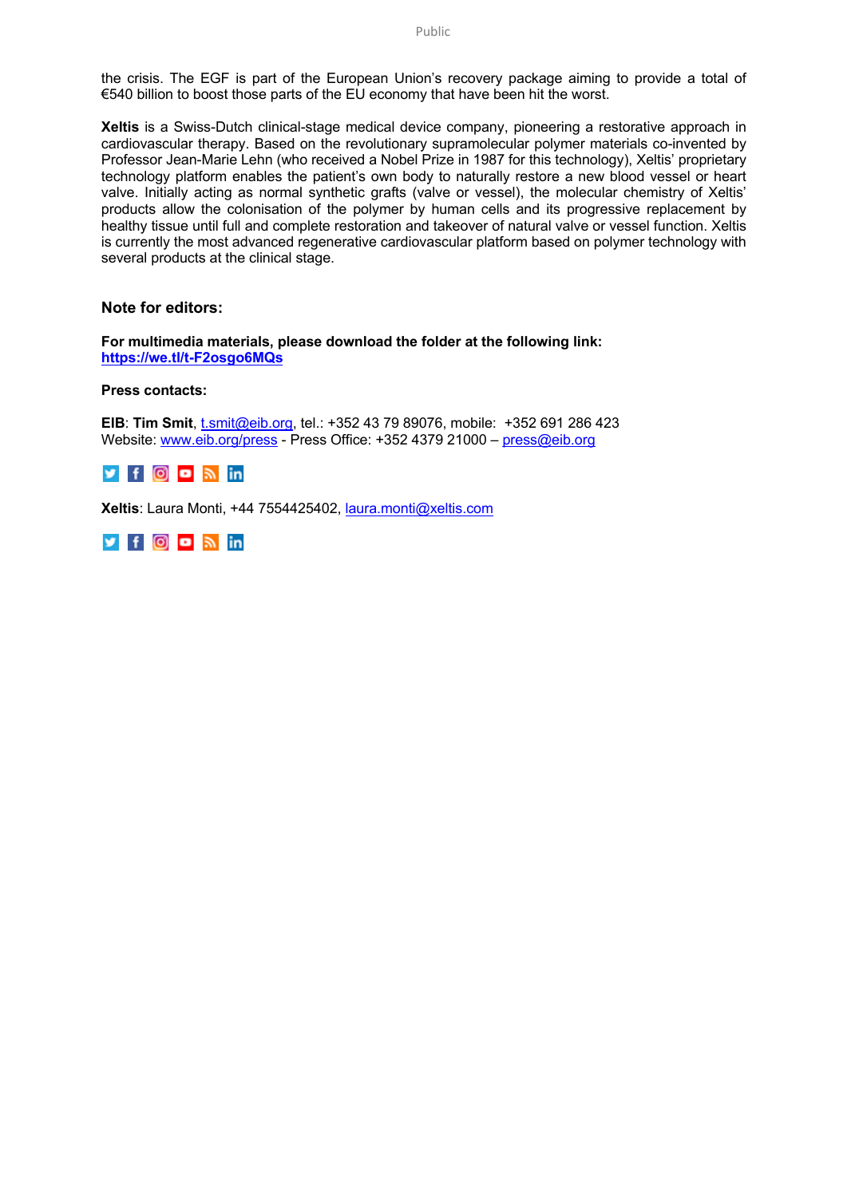the crisis. The EGF is part of the European Union's recovery package aiming to provide a total of €540 billion to boost those parts of the EU economy that have been hit the worst.

**Xeltis** is a Swiss-Dutch clinical-stage medical device company, pioneering a restorative approach in cardiovascular therapy. Based on the revolutionary supramolecular polymer materials co-invented by Professor Jean-Marie Lehn (who received a Nobel Prize in 1987 for this technology), Xeltis' proprietary technology platform enables the patient's own body to naturally restore a new blood vessel or heart valve. Initially acting as normal synthetic grafts (valve or vessel), the molecular chemistry of Xeltis' products allow the colonisation of the polymer by human cells and its progressive replacement by healthy tissue until full and complete restoration and takeover of natural valve or vessel function. Xeltis is currently the most advanced regenerative cardiovascular platform based on polymer technology with several products at the clinical stage.

### Note for editors:

**For multimedia materials, please download the folder at the following link:**
**https://we.tl/t-F2osgo6MQs**

**Press contacts:**

**EIB**: **Tim Smit**, t.smit@eib.org, tel.: +352 43 79 89076, mobile: +352 691 286 423
Website: www.eib.org/press - Press Office: +352 4379 21000 – press@eib.org

**Xeltis**: Laura Monti, +44 7554425402, laura.monti@xeltis.com